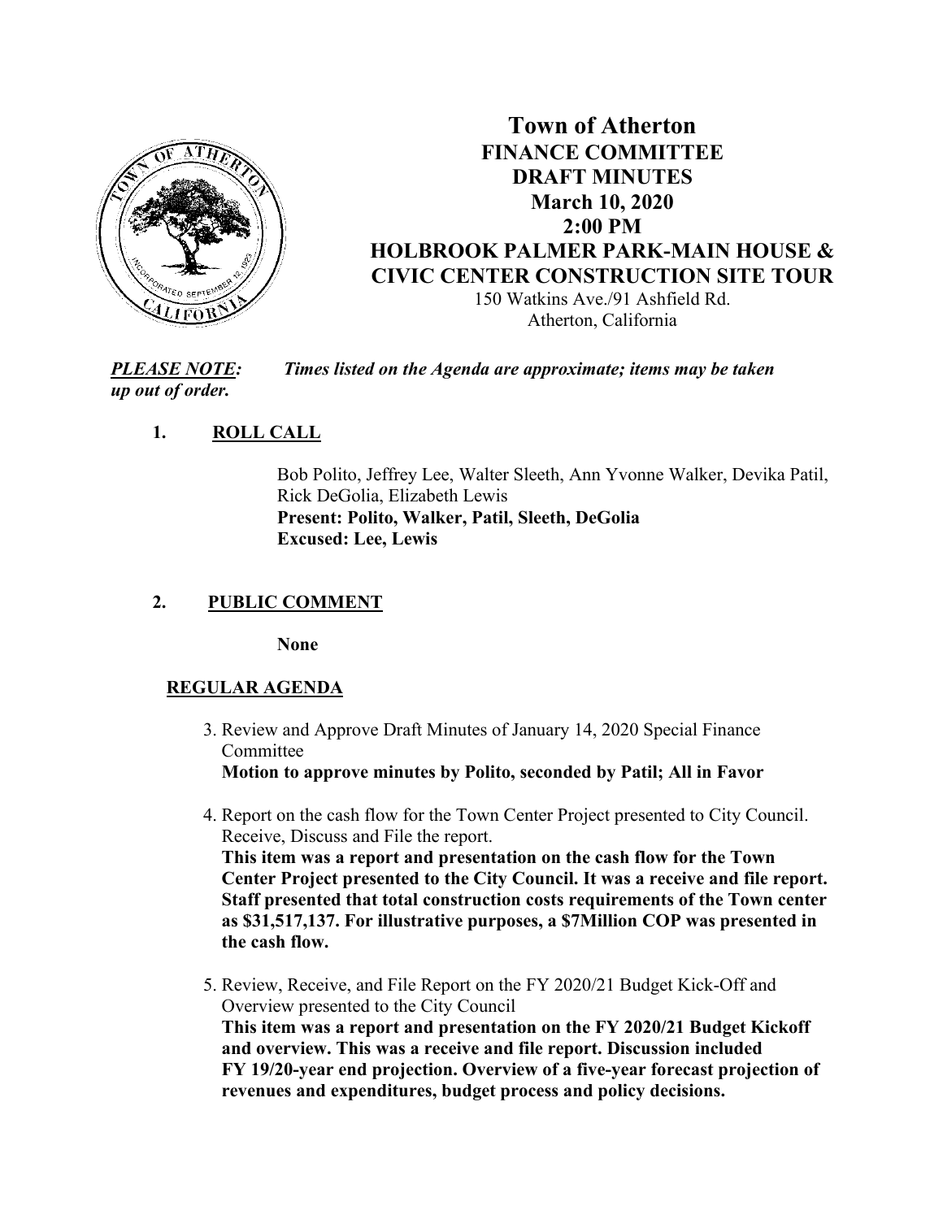# Town of Atherton
## FINANCE COMMITTEE
## DRAFT MINUTES
## March 10, 2020
## 2:00 PM
## HOLBROOK PALMER PARK-MAIN HOUSE & CIVIC CENTER CONSTRUCTION SITE TOUR

150 Watkins Ave./91 Ashfield Rd.
Atherton, California

***PLEASE NOTE:*** ***Times listed on the Agenda are approximate; items may be taken up out of order.***

1. **ROLL CALL**

   Bob Polito, Jeffrey Lee, Walter Sleeth, Ann Yvonne Walker, Devika Patil, Rick DeGolia, Elizabeth Lewis
   **Present: Polito, Walker, Patil, Sleeth, DeGolia**
   **Excused: Lee, Lewis**

2. **PUBLIC COMMENT**

   **None**

**REGULAR AGENDA**

3. Review and Approve Draft Minutes of January 14, 2020 Special Finance Committee
   **Motion to approve minutes by Polito, seconded by Patil; All in Favor**

4. Report on the cash flow for the Town Center Project presented to City Council. Receive, Discuss and File the report.
   **This item was a report and presentation on the cash flow for the Town Center Project presented to the City Council. It was a receive and file report. Staff presented that total construction costs requirements of the Town center as $31,517,137. For illustrative purposes, a $7Million COP was presented in the cash flow.**

5. Review, Receive, and File Report on the FY 2020/21 Budget Kick-Off and Overview presented to the City Council
   **This item was a report and presentation on the FY 2020/21 Budget Kickoff and overview. This was a receive and file report. Discussion included FY 19/20-year end projection. Overview of a five-year forecast projection of revenues and expenditures, budget process and policy decisions.**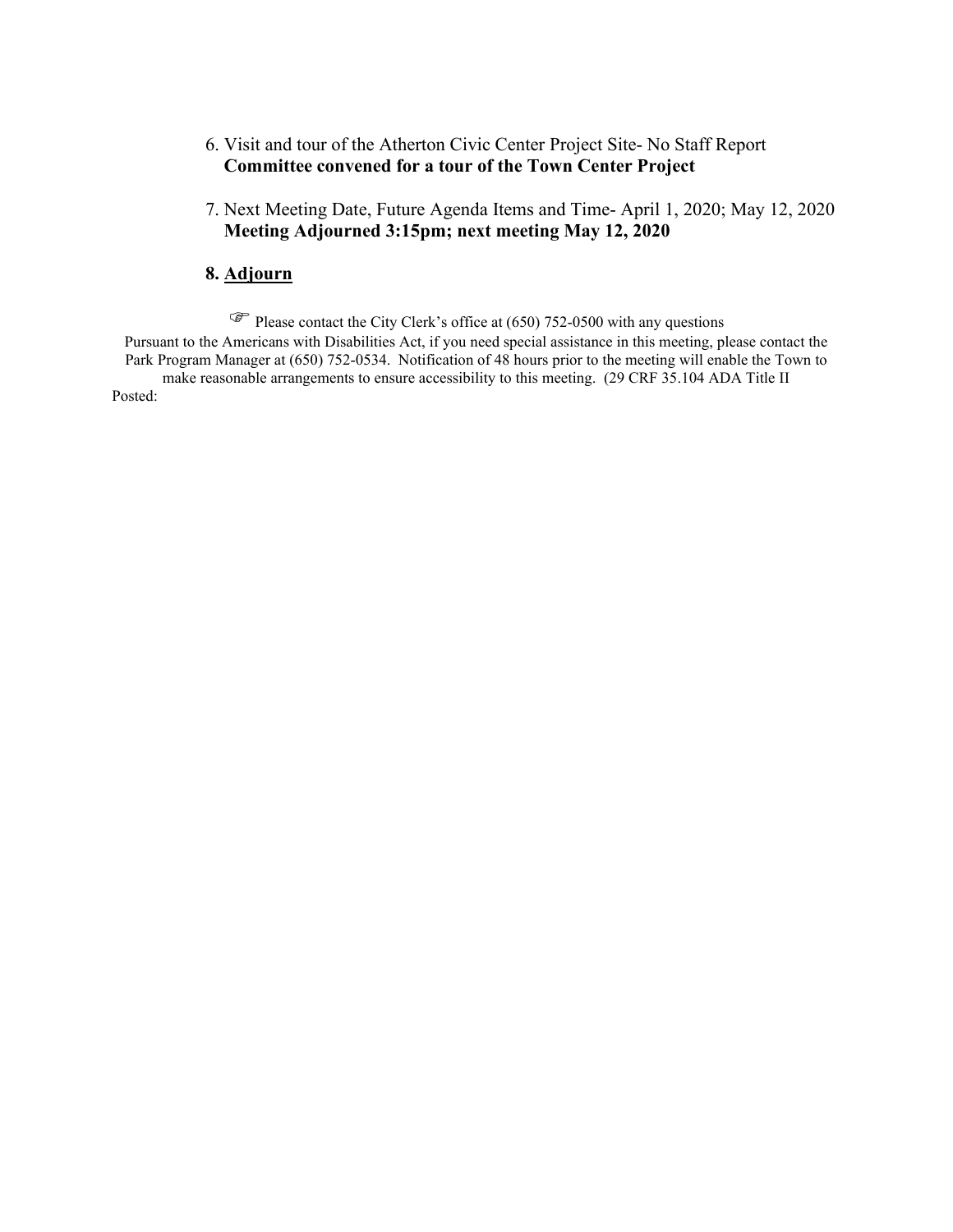6. Visit and tour of the Atherton Civic Center Project Site- No Staff Report
   **Committee convened for a tour of the Town Center Project**

7. Next Meeting Date, Future Agenda Items and Time- April 1, 2020; May 12, 2020
   **Meeting Adjourned 3:15pm; next meeting May 12, 2020**

**8. <u>Adjourn</u>**

☞ Please contact the City Clerk's office at (650) 752-0500 with any questions

Pursuant to the Americans with Disabilities Act, if you need special assistance in this meeting, please contact the Park Program Manager at (650) 752-0534. Notification of 48 hours prior to the meeting will enable the Town to make reasonable arrangements to ensure accessibility to this meeting. (29 CRF 35.104 ADA Title II

Posted: